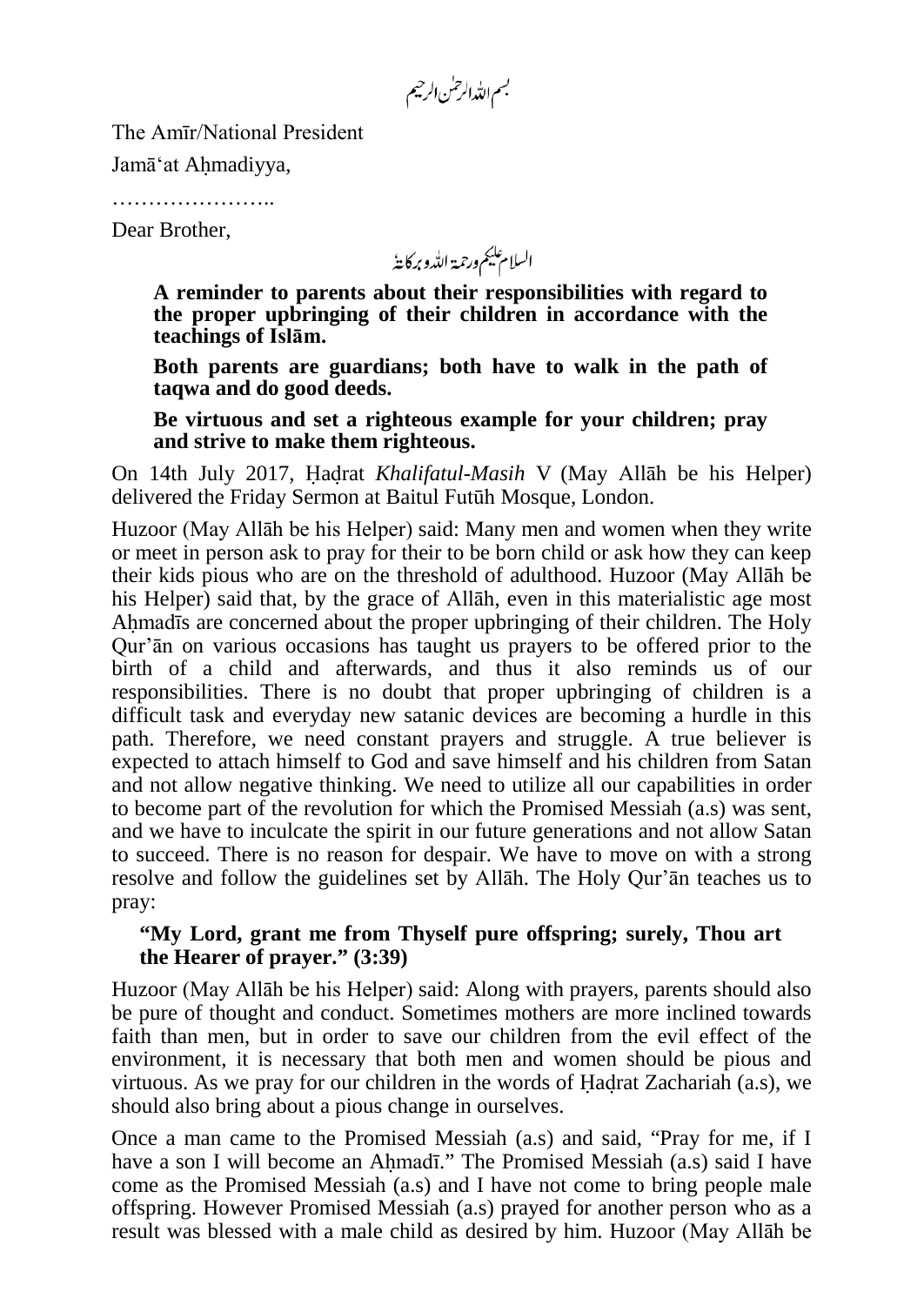بسم اللہ الرحمٰن الرحیم

The Amīr/National President

Jamā'at Aḥmadiyya,

…………………..

Dear Brother,

السلام علیکم ورحمۃ اللہ وبرکاتہٗ

**A reminder to parents about their responsibilities with regard to the proper upbringing of their children in accordance with the teachings of Islām.**

**Both parents are guardians; both have to walk in the path of taqwa and do good deeds.**

**Be virtuous and set a righteous example for your children; pray and strive to make them righteous.**

On 14th July 2017, Ḥaḍrat *Khalifatul-Masih* V (May Allāh be his Helper) delivered the Friday Sermon at Baitul Futūh Mosque, London.

Huzoor (May Allāh be his Helper) said: Many men and women when they write or meet in person ask to pray for their to be born child or ask how they can keep their kids pious who are on the threshold of adulthood. Huzoor (May Allāh be his Helper) said that, by the grace of Allāh, even in this materialistic age most Aḥmadīs are concerned about the proper upbringing of their children. The Holy Qur'ān on various occasions has taught us prayers to be offered prior to the birth of a child and afterwards, and thus it also reminds us of our responsibilities. There is no doubt that proper upbringing of children is a difficult task and everyday new satanic devices are becoming a hurdle in this path. Therefore, we need constant prayers and struggle. A true believer is expected to attach himself to God and save himself and his children from Satan and not allow negative thinking. We need to utilize all our capabilities in order to become part of the revolution for which the Promised Messiah (a.s) was sent, and we have to inculcate the spirit in our future generations and not allow Satan to succeed. There is no reason for despair. We have to move on with a strong resolve and follow the guidelines set by Allāh. The Holy Qur'ān teaches us to pray:

**"My Lord, grant me from Thyself pure offspring; surely, Thou art the Hearer of prayer." (3:39)**

Huzoor (May Allāh be his Helper) said: Along with prayers, parents should also be pure of thought and conduct. Sometimes mothers are more inclined towards faith than men, but in order to save our children from the evil effect of the environment, it is necessary that both men and women should be pious and virtuous. As we pray for our children in the words of Ḥaḍrat Zachariah (a.s), we should also bring about a pious change in ourselves.

Once a man came to the Promised Messiah (a.s) and said, "Pray for me, if I have a son I will become an Aḥmadī." The Promised Messiah (a.s) said I have come as the Promised Messiah (a.s) and I have not come to bring people male offspring. However Promised Messiah (a.s) prayed for another person who as a result was blessed with a male child as desired by him. Huzoor (May Allāh be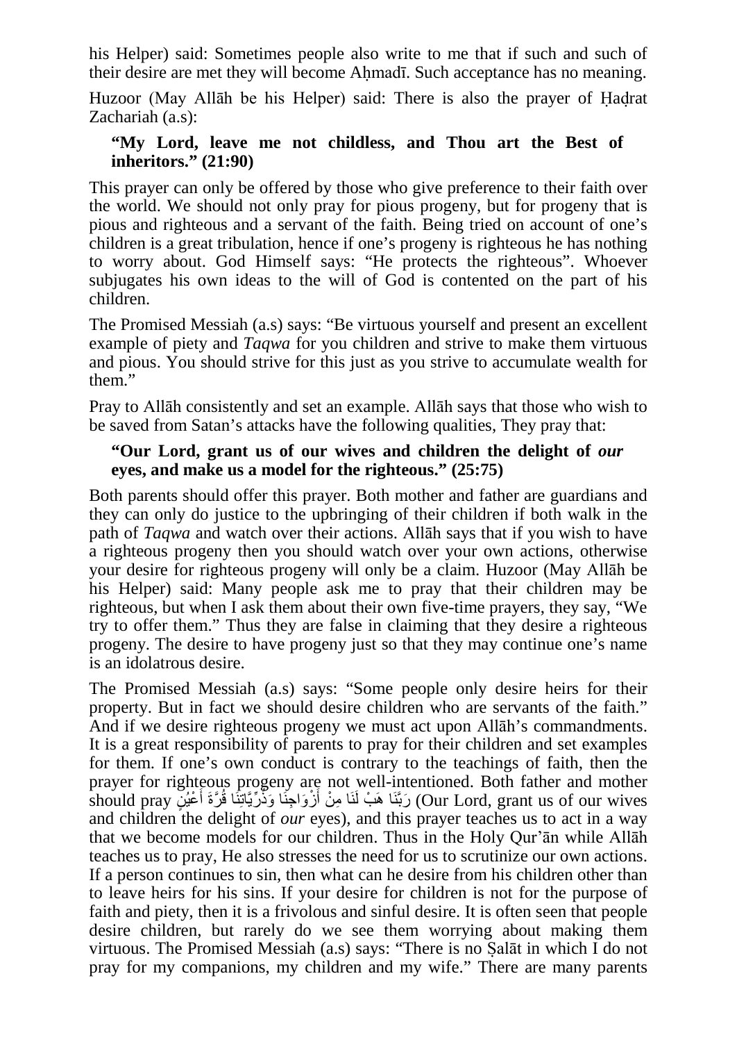his Helper) said: Sometimes people also write to me that if such and such of their desire are met they will become Aḥmadī. Such acceptance has no meaning.

Huzoor (May Allāh be his Helper) said: There is also the prayer of Ḥaḍrat Zachariah (a.s):

> **"My Lord, leave me not childless, and Thou art the Best of inheritors." (21:90)**

This prayer can only be offered by those who give preference to their faith over the world. We should not only pray for pious progeny, but for progeny that is pious and righteous and a servant of the faith. Being tried on account of one's children is a great tribulation, hence if one's progeny is righteous he has nothing to worry about. God Himself says: "He protects the righteous". Whoever subjugates his own ideas to the will of God is contented on the part of his children.

The Promised Messiah (a.s) says: "Be virtuous yourself and present an excellent example of piety and *Taqwa* for you children and strive to make them virtuous and pious. You should strive for this just as you strive to accumulate wealth for them."

Pray to Allāh consistently and set an example. Allāh says that those who wish to be saved from Satan's attacks have the following qualities, They pray that:

> **"Our Lord, grant us of our wives and children the delight of *our* eyes, and make us a model for the righteous." (25:75)**

Both parents should offer this prayer. Both mother and father are guardians and they can only do justice to the upbringing of their children if both walk in the path of *Taqwa* and watch over their actions. Allāh says that if you wish to have a righteous progeny then you should watch over your own actions, otherwise your desire for righteous progeny will only be a claim. Huzoor (May Allāh be his Helper) said: Many people ask me to pray that their children may be righteous, but when I ask them about their own five-time prayers, they say, "We try to offer them." Thus they are false in claiming that they desire a righteous progeny. The desire to have progeny just so that they may continue one's name is an idolatrous desire.

The Promised Messiah (a.s) says: "Some people only desire heirs for their property. But in fact we should desire children who are servants of the faith." And if we desire righteous progeny we must act upon Allāh's commandments. It is a great responsibility of parents to pray for their children and set examples for them. If one's own conduct is contrary to the teachings of faith, then the prayer for righteous progeny are not well-intentioned. Both father and mother should pray رَبَّنَا هَبْ لَنَا مِنْ أَزْوَاجِنَا وَذُرِّيَّاتِنَا قُرَّةَ أَعْيُنٍ (Our Lord, grant us of our wives and children the delight of *our* eyes), and this prayer teaches us to act in a way that we become models for our children. Thus in the Holy Qur'ān while Allāh teaches us to pray, He also stresses the need for us to scrutinize our own actions. If a person continues to sin, then what can he desire from his children other than to leave heirs for his sins. If your desire for children is not for the purpose of faith and piety, then it is a frivolous and sinful desire. It is often seen that people desire children, but rarely do we see them worrying about making them virtuous. The Promised Messiah (a.s) says: "There is no Ṣalāt in which I do not pray for my companions, my children and my wife." There are many parents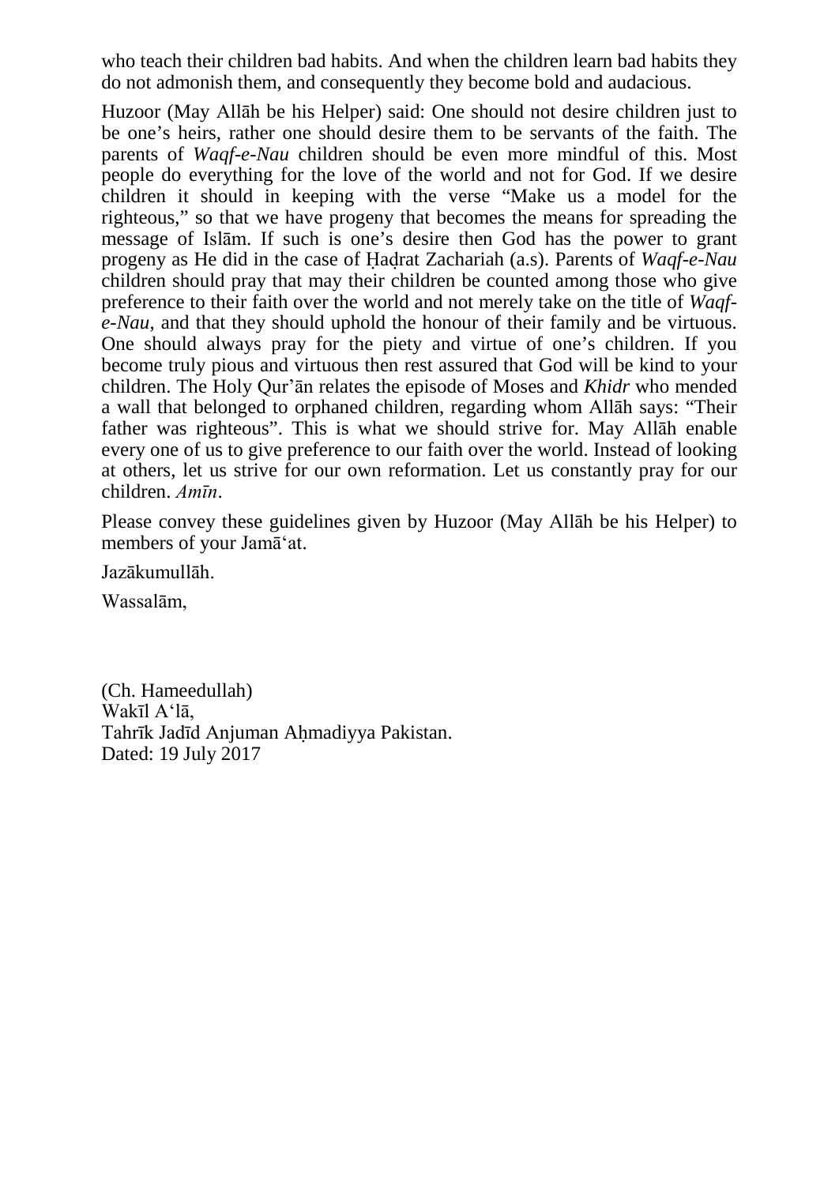who teach their children bad habits. And when the children learn bad habits they do not admonish them, and consequently they become bold and audacious.

Huzoor (May Allāh be his Helper) said: One should not desire children just to be one's heirs, rather one should desire them to be servants of the faith. The parents of *Waqf-e-Nau* children should be even more mindful of this. Most people do everything for the love of the world and not for God. If we desire children it should in keeping with the verse "Make us a model for the righteous," so that we have progeny that becomes the means for spreading the message of Islām. If such is one's desire then God has the power to grant progeny as He did in the case of Ḥaḍrat Zachariah (a.s). Parents of *Waqf-e-Nau* children should pray that may their children be counted among those who give preference to their faith over the world and not merely take on the title of *Waqf-e-Nau*, and that they should uphold the honour of their family and be virtuous. One should always pray for the piety and virtue of one's children. If you become truly pious and virtuous then rest assured that God will be kind to your children. The Holy Qur'ān relates the episode of Moses and *Khidr* who mended a wall that belonged to orphaned children, regarding whom Allāh says: "Their father was righteous". This is what we should strive for. May Allāh enable every one of us to give preference to our faith over the world. Instead of looking at others, let us strive for our own reformation. Let us constantly pray for our children. *Amīn*.

Please convey these guidelines given by Huzoor (May Allāh be his Helper) to members of your Jamā'at.

Jazākumullāh.

Wassalām,

(Ch. Hameedullah)
Wakīl A'lā,
Tahrīk Jadīd Anjuman Aḥmadiyya Pakistan.
Dated: 19 July 2017